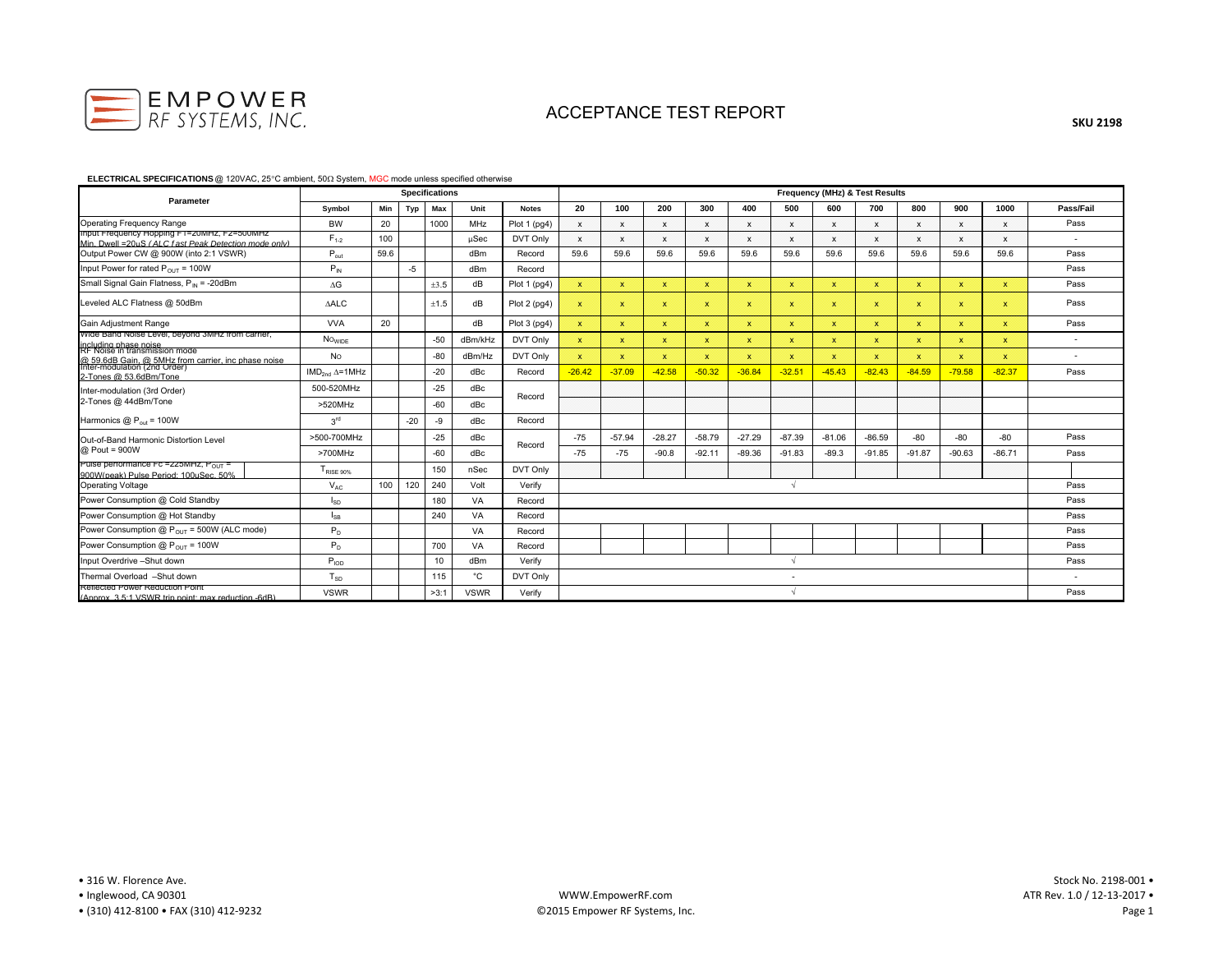EMPOWER RF SYSTEMS, INC.

# ACCEPTANCE TEST REPORT

**SKU 2198**

**ELECTRICAL SPECIFICATIONS** @ 120VAC, 25°C ambient, 50Ω System, MGC mode unless specified otherwise

| Parameter | Specifications | | | | | | Frequency (MHz) & Test Results | | | | | | | | | | | |
|---|---|---|---|---|---|---|---|---|---|---|---|---|---|---|---|---|---|---|
| | Symbol | Min | Typ | Max | Unit | Notes | 20 | 100 | 200 | 300 | 400 | 500 | 600 | 700 | 800 | 900 | 1000 | Pass/Fail |
| Operating Frequency Range | BW | 20 | | 1000 | MHz | Plot 1 (pg4) | x | x | x | x | x | x | x | x | x | x | x | Pass |
| Input Frequency Hopping F1=20MHz, F2=500MHz Min. Dwell =20uS *(ALC Fast Peak Detection mode only)* | $F_{1\text{-}2}$ | 100 | | | µSec | DVT Only | x | x | x | x | x | x | x | x | x | x | x | - |
| Output Power CW @ 900W (into 2:1 VSWR) | $P_{out}$ | 59.6 | | | dBm | Record | 59.6 | 59.6 | 59.6 | 59.6 | 59.6 | 59.6 | 59.6 | 59.6 | 59.6 | 59.6 | 59.6 | Pass |
| Input Power for rated $P_{OUT}$ = 100W | $P_{IN}$ | | -5 | | dBm | Record | | | | | | | | | | | | Pass |
| Small Signal Gain Flatness, $P_{IN}$ = -20dBm | ΔG | | | ±3.5 | dB | Plot 1 (pg4) | x | x | x | x | x | x | x | x | x | x | x | Pass |
| Leveled ALC Flatness @ 50dBm | ΔALC | | | ±1.5 | dB | Plot 2 (pg4) | x | x | x | x | x | x | x | x | x | x | x | Pass |
| Gain Adjustment Range | VVA | 20 | | | dB | Plot 3 (pg4) | x | x | x | x | x | x | x | x | x | x | x | Pass |
| Wide Band Noise Level, beyond 3MHz from carrier, including phase noise | $NO_{WIDE}$ | | | -50 | dBm/kHz | DVT Only | x | x | x | x | x | x | x | x | x | x | x | - |
| RF Noise in transmission mode @ 59.6dB Gain, @ 5MHz from carrier, inc phase noise | No | | | -80 | dBm/Hz | DVT Only | x | x | x | x | x | x | x | x | x | x | x | - |
| Inter-modulation (2nd Order) 2-Tones @ 53.6dBm/Tone | $IMD_{2nd}$ Δ=1MHz | | | -20 | dBc | Record | -26.42 | -37.09 | -42.58 | -50.32 | -36.84 | -32.51 | -45.43 | -82.43 | -84.59 | -79.58 | -82.37 | Pass |
| Inter-modulation (3rd Order) 2-Tones @ 44dBm/Tone | 500-520MHz | | | -25 | dBc | Record | | | | | | | | | | | | |
| | >520MHz | | | -60 | dBc | | | | | | | | | | | | | |
| Harmonics @ $P_{out}$ = 100W | $3^{rd}$ | | -20 | -9 | dBc | Record | | | | | | | | | | | | |
| Out-of-Band Harmonic Distortion Level @ Pout = 900W | >500-700MHz | | | -25 | dBc | Record | -75 | -57.94 | -28.27 | -58.79 | -27.29 | -87.39 | -81.06 | -86.59 | -80 | -80 | -80 | Pass |
| | >700MHz | | | -60 | dBc | | -75 | -75 | -90.8 | -92.11 | -89.36 | -91.83 | -89.3 | -91.85 | -91.87 | -90.63 | -86.71 | Pass |
| Pulse performance Fc =225MHz, $P_{OUT}$ = 900W(peak) Pulse Period: 100uSec, 50% | $T_{RISE\ 90\%}$ | | | 150 | nSec | DVT Only | | | | | | | | | | | | |
| Operating Voltage | $V_{AC}$ | 100 | 120 | 240 | Volt | Verify | | | | | | √ | | | | | | Pass |
| Power Consumption @ Cold Standby | $I_{SD}$ | | | 180 | VA | Record | | | | | | | | | | | | Pass |
| Power Consumption @ Hot Standby | $I_{SB}$ | | | 240 | VA | Record | | | | | | | | | | | | Pass |
| Power Consumption @ $P_{OUT}$ = 500W (ALC mode) | $P_D$ | | | | VA | Record | | | | | | | | | | | | Pass |
| Power Consumption @ $P_{OUT}$ = 100W | $P_D$ | | | 700 | VA | Record | | | | | | | | | | | | Pass |
| Input Overdrive –Shut down | $P_{IOD}$ | | | 10 | dBm | Verify | | | | | | √ | | | | | | Pass |
| Thermal Overload –Shut down | $T_{SD}$ | | | 115 | °C | DVT Only | | | | | | - | | | | | | - |
| Reflected Power Reduction Point (Approx. 3.5:1 VSWR trip point, max reduction -6dB) | VSWR | | | >3:1 | VSWR | Verify | | | | | | √ | | | | | | Pass |

• 316 W. Florence Ave.
• Inglewood, CA 90301
• (310) 412-8100 • FAX (310) 412-9232

WWW.EmpowerRF.com
©2015 Empower RF Systems, Inc.

Stock No. 2198-001 •
ATR Rev. 1.0 / 12-13-2017 •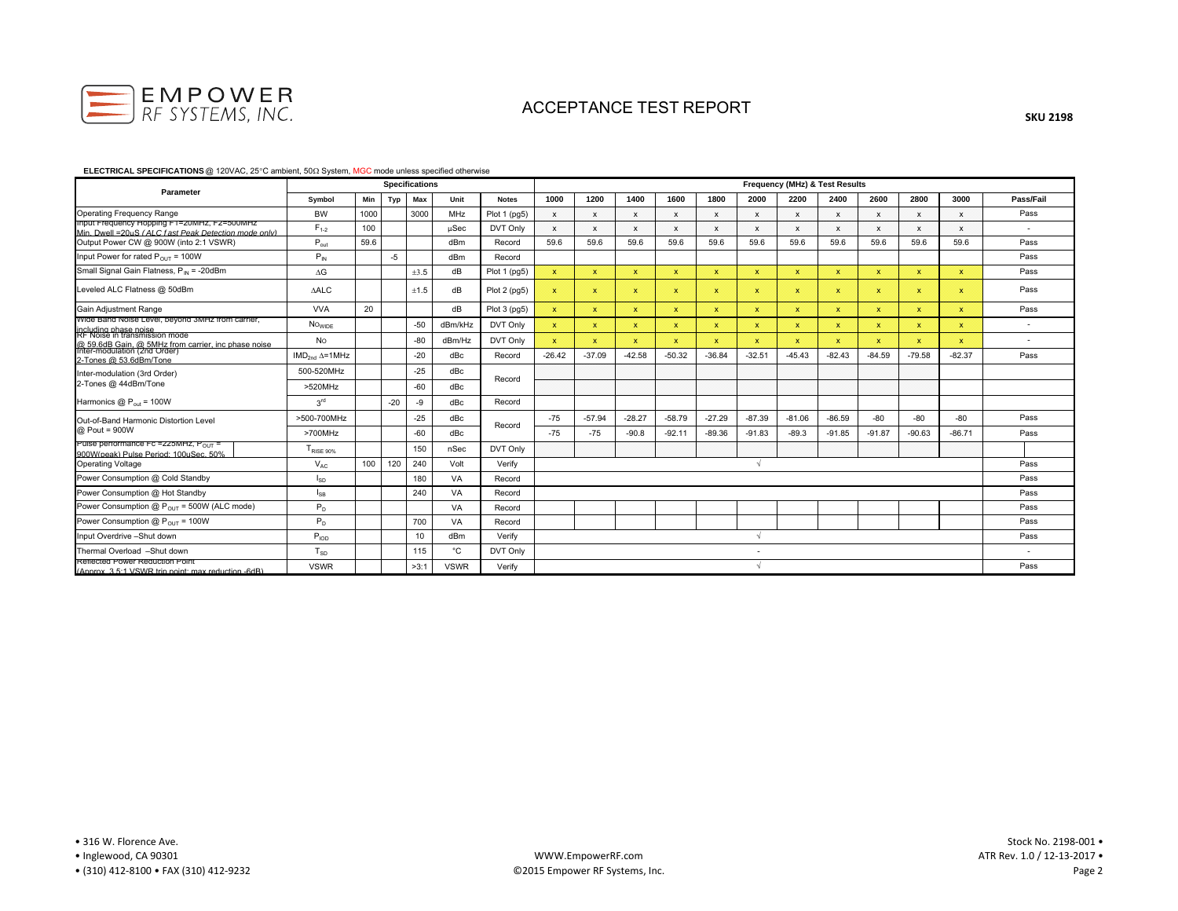EMPOWER RF SYSTEMS, INC.

# ACCEPTANCE TEST REPORT

**SKU 2198**

**ELECTRICAL SPECIFICATIONS** @ 120VAC, 25°C ambient, 50Ω System, MGC mode unless specified otherwise

| Parameter | Specifications | | | | | | Frequency (MHz) & Test Results | | | | | | | | | | | |
|---|---|---|---|---|---|---|---|---|---|---|---|---|---|---|---|---|---|---|
| | Symbol | Min | Typ | Max | Unit | Notes | 1000 | 1200 | 1400 | 1600 | 1800 | 2000 | 2200 | 2400 | 2600 | 2800 | 3000 | Pass/Fail |
| Operating Frequency Range | BW | 1000 | | 3000 | MHz | Plot 1 (pg5) | x | x | x | x | x | x | x | x | x | x | x | Pass |
| Input Frequency Hopping F1=20MHz, F2=500MHz Min. Dwell =20uS *( ALC Fast Peak Detection mode only)* | $F_{1\text{-}2}$ | 100 | | | µSec | DVT Only | x | x | x | x | x | x | x | x | x | x | x | - |
| Output Power CW @ 900W (into 2:1 VSWR) | $P_{out}$ | 59.6 | | | dBm | Record | 59.6 | 59.6 | 59.6 | 59.6 | 59.6 | 59.6 | 59.6 | 59.6 | 59.6 | 59.6 | 59.6 | Pass |
| Input Power for rated $P_{OUT}$ = 100W | $P_{IN}$ | | -5 | | dBm | Record | | | | | | | | | | | | Pass |
| Small Signal Gain Flatness, $P_{IN}$ = -20dBm | ΔG | | | ±3.5 | dB | Plot 1 (pg5) | x | x | x | x | x | x | x | x | x | x | x | Pass |
| Leveled ALC Flatness @ 50dBm | ΔALC | | | ±1.5 | dB | Plot 2 (pg5) | x | x | x | x | x | x | x | x | x | x | x | Pass |
| Gain Adjustment Range | VVA | 20 | | | dB | Plot 3 (pg5) | x | x | x | x | x | x | x | x | x | x | x | Pass |
| Wide Band Noise Level, beyond 3MHz from carrier, including phase noise | $NO_{WIDE}$ | | | -50 | dBm/kHz | DVT Only | x | x | x | x | x | x | x | x | x | x | x | - |
| RF Noise in transmission mode @ 59.6dB Gain, @ 5MHz from carrier, inc phase noise | No | | | -80 | dBm/Hz | DVT Only | x | x | x | x | x | x | x | x | x | x | x | - |
| Inter-modulation (2nd Order) 2-Tones @ 53.6dBm/Tone | $IMD_{2nd}$ Δ=1MHz | | | -20 | dBc | Record | -26.42 | -37.09 | -42.58 | -50.32 | -36.84 | -32.51 | -45.43 | -82.43 | -84.59 | -79.58 | -82.37 | Pass |
| Inter-modulation (3rd Order) 2-Tones @ 44dBm/Tone | 500-520MHz | | | -25 | dBc | Record | | | | | | | | | | | | |
| | >520MHz | | | -60 | dBc | | | | | | | | | | | | | |
| Harmonics @ $P_{out}$ = 100W | $3^{rd}$ | | -20 | -9 | dBc | Record | | | | | | | | | | | | |
| Out-of-Band Harmonic Distortion Level @ Pout = 900W | >500-700MHz | | | -25 | dBc | Record | -75 | -57.94 | -28.27 | -58.79 | -27.29 | -87.39 | -81.06 | -86.59 | -80 | -80 | -80 | Pass |
| | >700MHz | | | -60 | dBc | | -75 | -75 | -90.8 | -92.11 | -89.36 | -91.83 | -89.3 | -91.85 | -91.87 | -90.63 | -86.71 | Pass |
| Pulse performance Fc =225MHz, $P_{OUT}$ = 900W(peak) Pulse Period: 100uSec, 50% | $T_{RISE\ 90\%}$ | | | 150 | nSec | DVT Only | | | | | | | | | | | | |
| Operating Voltage | $V_{AC}$ | 100 | 120 | 240 | Volt | Verify | | | | | | √ | | | | | | Pass |
| Power Consumption @ Cold Standby | $I_{SD}$ | | | 180 | VA | Record | | | | | | | | | | | | Pass |
| Power Consumption @ Hot Standby | $I_{SB}$ | | | 240 | VA | Record | | | | | | | | | | | | Pass |
| Power Consumption @ $P_{OUT}$ = 500W (ALC mode) | $P_D$ | | | | VA | Record | | | | | | | | | | | | Pass |
| Power Consumption @ $P_{OUT}$ = 100W | $P_D$ | | | 700 | VA | Record | | | | | | | | | | | | Pass |
| Input Overdrive –Shut down | $P_{IOD}$ | | | 10 | dBm | Verify | | | | | | √ | | | | | | Pass |
| Thermal Overload –Shut down | $T_{SD}$ | | | 115 | °C | DVT Only | | | | | | - | | | | | | - |
| Reflected Power Reduction Point (Approx. 3.5:1 VSWR trip point, max reduction -6dB) | VSWR | | | >3:1 | VSWR | Verify | | | | | | √ | | | | | | Pass |

• 316 W. Florence Ave.
• Inglewood, CA 90301
• (310) 412-8100 • FAX (310) 412-9232

WWW.EmpowerRF.com
©2015 Empower RF Systems, Inc.

Stock No. 2198-001 •
ATR Rev. 1.0 / 12-13-2017 •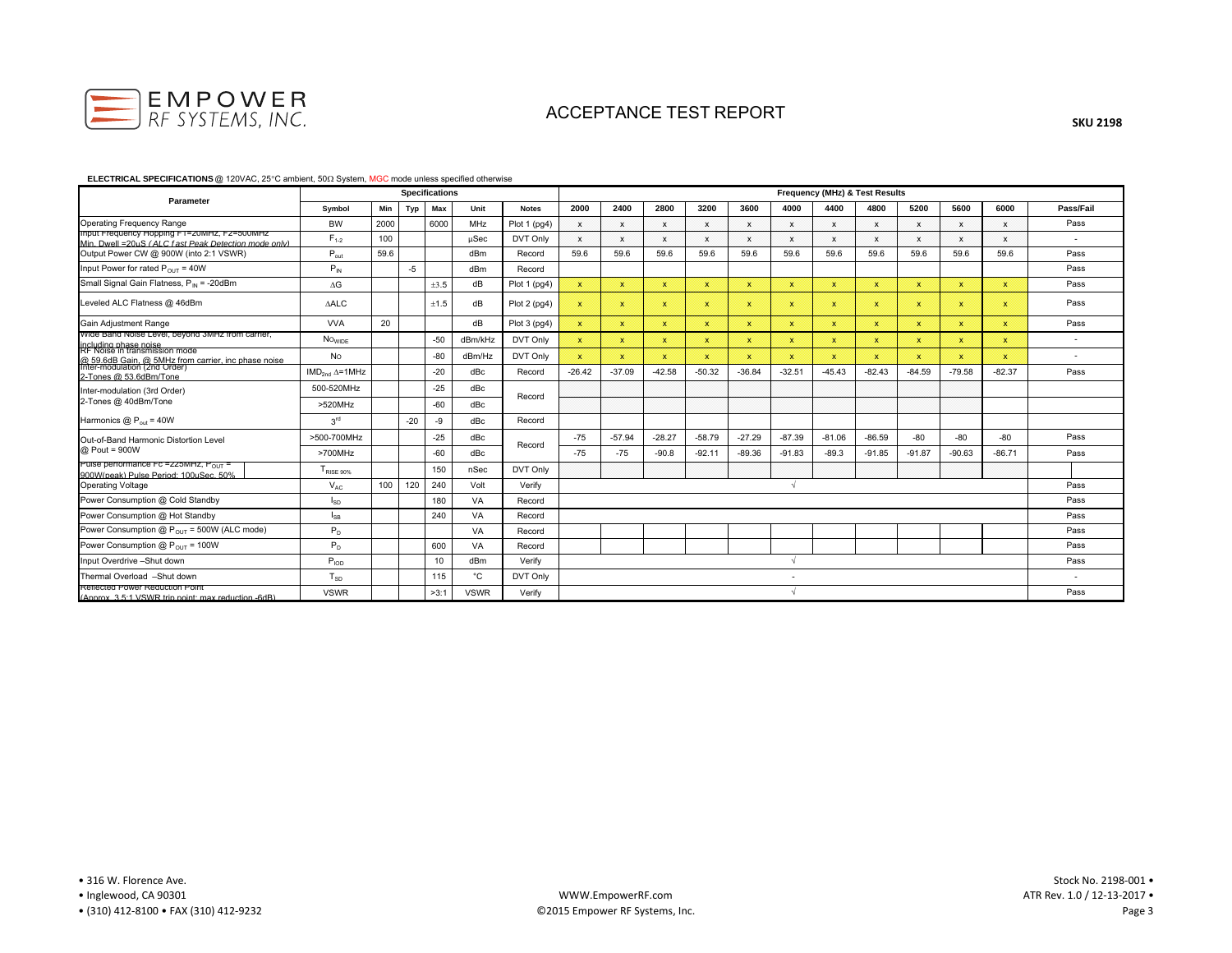# ACCEPTANCE TEST REPORT

**SKU 2198**

**ELECTRICAL SPECIFICATIONS** @ 120VAC, 25°C ambient, 50Ω System, MGC mode unless specified otherwise

| Parameter | Specifications | | | | | | Frequency (MHz) & Test Results | | | | | | | | | | | |
|---|---|---|---|---|---|---|---|---|---|---|---|---|---|---|---|---|---|---|
| | Symbol | Min | Typ | Max | Unit | Notes | 2000 | 2400 | 2800 | 3200 | 3600 | 4000 | 4400 | 4800 | 5200 | 5600 | 6000 | Pass/Fail |
| Operating Frequency Range | BW | 2000 | | 6000 | MHz | Plot 1 (pg4) | x | x | x | x | x | x | x | x | x | x | x | Pass |
| Input Frequency Hopping F1=20MHz, F2=500MHz Min. Dwell =20uS *(ALC Fast Peak Detection mode only)* | $F_{1-2}$ | 100 | | | µSec | DVT Only | x | x | x | x | x | x | x | x | x | x | x | - |
| Output Power CW @ 900W (into 2:1 VSWR) | $P_{out}$ | 59.6 | | | dBm | Record | 59.6 | 59.6 | 59.6 | 59.6 | 59.6 | 59.6 | 59.6 | 59.6 | 59.6 | 59.6 | 59.6 | Pass |
| Input Power for rated $P_{OUT}$ = 40W | $P_{IN}$ | | -5 | | dBm | Record | | | | | | | | | | | | Pass |
| Small Signal Gain Flatness, $P_{IN}$ = -20dBm | ΔG | | | ±3.5 | dB | Plot 1 (pg4) | x | x | x | x | x | x | x | x | x | x | x | Pass |
| Leveled ALC Flatness @ 46dBm | ΔALC | | | ±1.5 | dB | Plot 2 (pg4) | x | x | x | x | x | x | x | x | x | x | x | Pass |
| Gain Adjustment Range | VVA | 20 | | | dB | Plot 3 (pg4) | x | x | x | x | x | x | x | x | x | x | x | Pass |
| Wide Band Noise Level, beyond 3MHz from carrier, including phase noise | $NO_{WIDE}$ | | | -50 | dBm/kHz | DVT Only | x | x | x | x | x | x | x | x | x | x | x | - |
| RF Noise in transmission mode @ 59.6dB Gain, @ 5MHz from carrier, inc phase noise | No | | | -80 | dBm/Hz | DVT Only | x | x | x | x | x | x | x | x | x | x | x | - |
| Inter-modulation (2nd Order) 2-Tones @ 53.6dBm/Tone | $IMD_{2nd}$ Δ=1MHz | | | -20 | dBc | Record | -26.42 | -37.09 | -42.58 | -50.32 | -36.84 | -32.51 | -45.43 | -82.43 | -84.59 | -79.58 | -82.37 | Pass |
| Inter-modulation (3rd Order) 2-Tones @ 40dBm/Tone | 500-520MHz | | | -25 | dBc | Record | | | | | | | | | | | | |
| | >520MHz | | | -60 | dBc | | | | | | | | | | | | | |
| Harmonics @ $P_{out}$ = 40W | $3^{rd}$ | | -20 | -9 | dBc | Record | | | | | | | | | | | | |
| Out-of-Band Harmonic Distortion Level @ Pout = 900W | >500-700MHz | | | -25 | dBc | Record | -75 | -57.94 | -28.27 | -58.79 | -27.29 | -87.39 | -81.06 | -86.59 | -80 | -80 | -80 | Pass |
| | >700MHz | | | -60 | dBc | | -75 | -75 | -90.8 | -92.11 | -89.36 | -91.83 | -89.3 | -91.85 | -91.87 | -90.63 | -86.71 | Pass |
| Pulse performance Fc =225MHz, $P_{OUT}$ = 900W(peak) Pulse Period: 100uSec, 50% | $T_{RISE\ 90\%}$ | | | 150 | nSec | DVT Only | | | | | | | | | | | | |
| Operating Voltage | $V_{AC}$ | 100 | 120 | 240 | Volt | Verify | | | | | | √ | | | | | | Pass |
| Power Consumption @ Cold Standby | $I_{SD}$ | | | 180 | VA | Record | | | | | | | | | | | | Pass |
| Power Consumption @ Hot Standby | $I_{SB}$ | | | 240 | VA | Record | | | | | | | | | | | | Pass |
| Power Consumption @ $P_{OUT}$ = 500W (ALC mode) | $P_D$ | | | | VA | Record | | | | | | | | | | | | Pass |
| Power Consumption @ $P_{OUT}$ = 100W | $P_D$ | | | 600 | VA | Record | | | | | | | | | | | | Pass |
| Input Overdrive –Shut down | $P_{IOD}$ | | | 10 | dBm | Verify | | | | | | √ | | | | | | Pass |
| Thermal Overload –Shut down | $T_{SD}$ | | | 115 | °C | DVT Only | | | | | | - | | | | | | - |
| Reflected Power Reduction Point (Approx. 3.5:1 VSWR trip point; max reduction -6dB) | VSWR | | | >3:1 | VSWR | Verify | | | | | | √ | | | | | | Pass |

• 316 W. Florence Ave.
• Inglewood, CA 90301
• (310) 412-8100 • FAX (310) 412-9232

WWW.EmpowerRF.com
©2015 Empower RF Systems, Inc.

Stock No. 2198-001 •
ATR Rev. 1.0 / 12-13-2017 •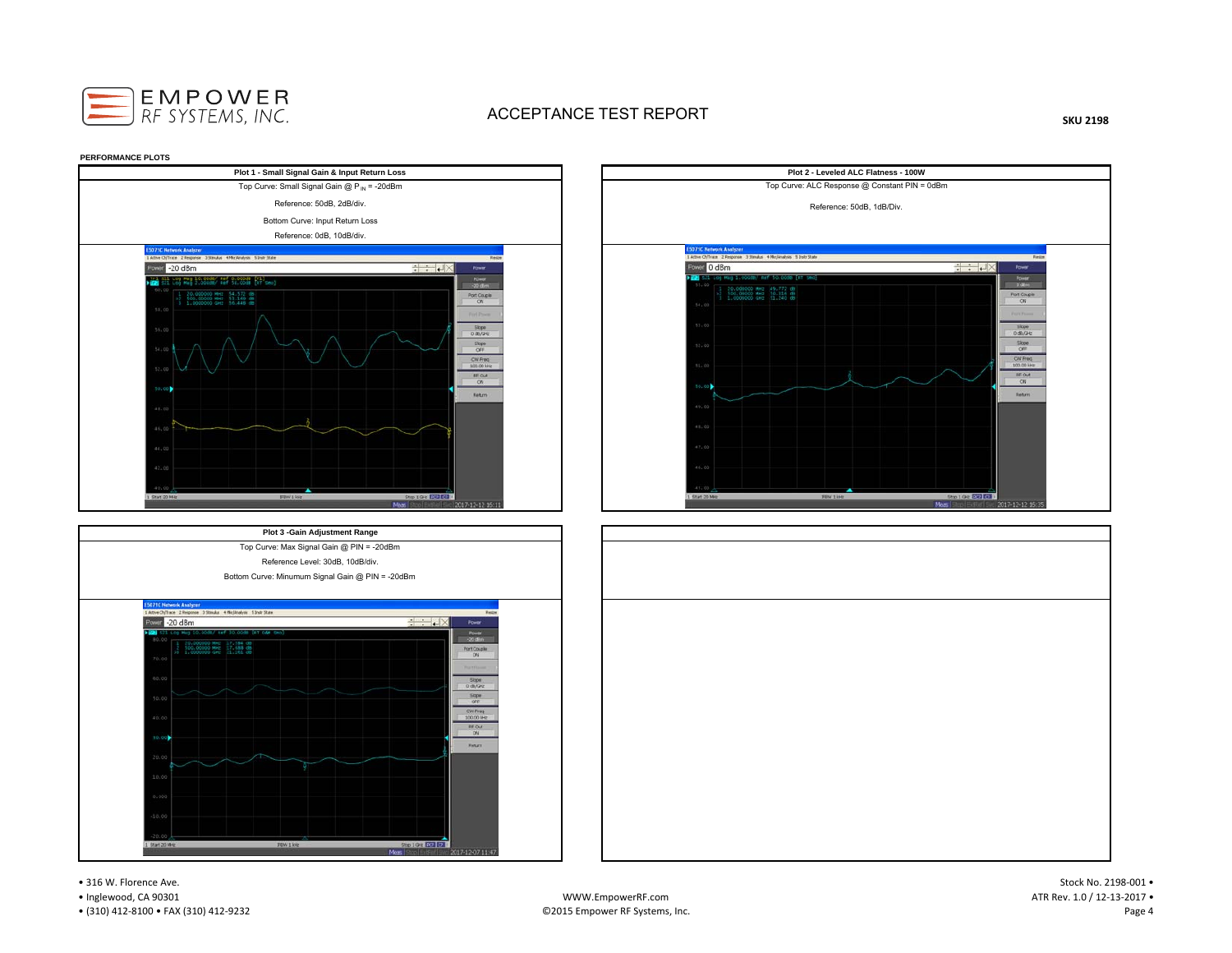**PERFORMANCE PLOTS**

**Plot 1 - Small Signal Gain & Input Return Loss**

Top Curve: Small Signal Gain @ $P_{IN}$ = -20dBm

Reference: 50dB, 2dB/div.

Bottom Curve: Input Return Loss

Reference: 0dB, 10dB/div.

**Plot 2 - Leveled ALC Flatness - 100W**

Top Curve: ALC Response @ Constant PIN = 0dBm

Reference: 50dB, 1dB/Div.

**Plot 3 -Gain Adjustment Range**

Top Curve: Max Signal Gain @ PIN = -20dBm

Reference Level: 30dB, 10dB/div.

Bottom Curve: Minumum Signal Gain @ PIN = -20dBm

• 316 W. Florence Ave.
• Inglewood, CA 90301
• (310) 412-8100 • FAX (310) 412-9232

WWW.EmpowerRF.com
©2015 Empower RF Systems, Inc.

Stock No. 2198-001 •
ATR Rev. 1.0 / 12-13-2017 •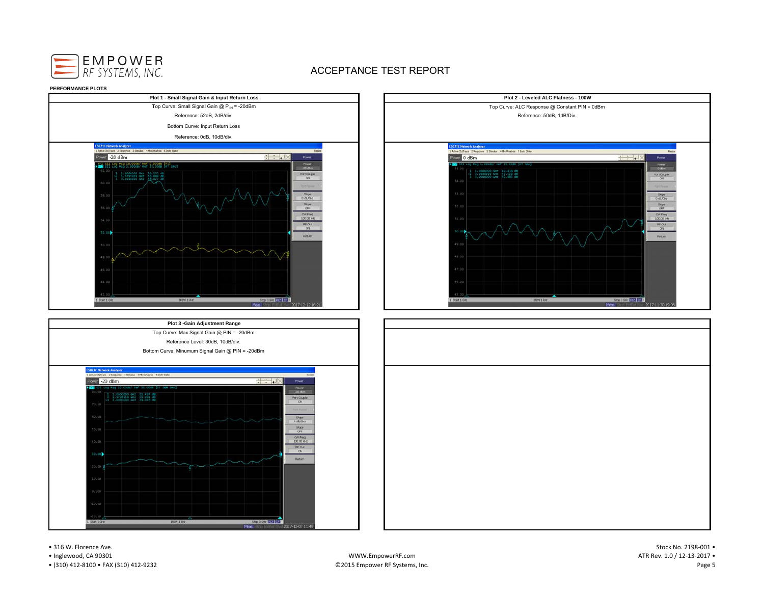## ACCEPTANCE TEST REPORT

**PERFORMANCE PLOTS**

| Plot 1 - Small Signal Gain & Input Return Loss |
|---|
| Top Curve: Small Signal Gain @ $P_{IN}$ = -20dBm |
| Reference: 52dB, 2dB/div. |
| Bottom Curve: Input Return Loss |
| Reference: 0dB, 10dB/div. |

| Plot 2 - Leveled ALC Flatness - 100W |
|---|
| Top Curve: ALC Response @ Constant PIN = 0dBm |
| Reference: 50dB, 1dB/Div. |

| Plot 3 -Gain Adjustment Range |
|---|
| Top Curve: Max Signal Gain @ PIN = -20dBm |
| Reference Level: 30dB, 10dB/div. |
| Bottom Curve: Minumum Signal Gain @ PIN = -20dBm |

• 316 W. Florence Ave.
• Inglewood, CA 90301
• (310) 412-8100 • FAX (310) 412-9232

WWW.EmpowerRF.com
©2015 Empower RF Systems, Inc.

Stock No. 2198-001 •
ATR Rev. 1.0 / 12-13-2017 •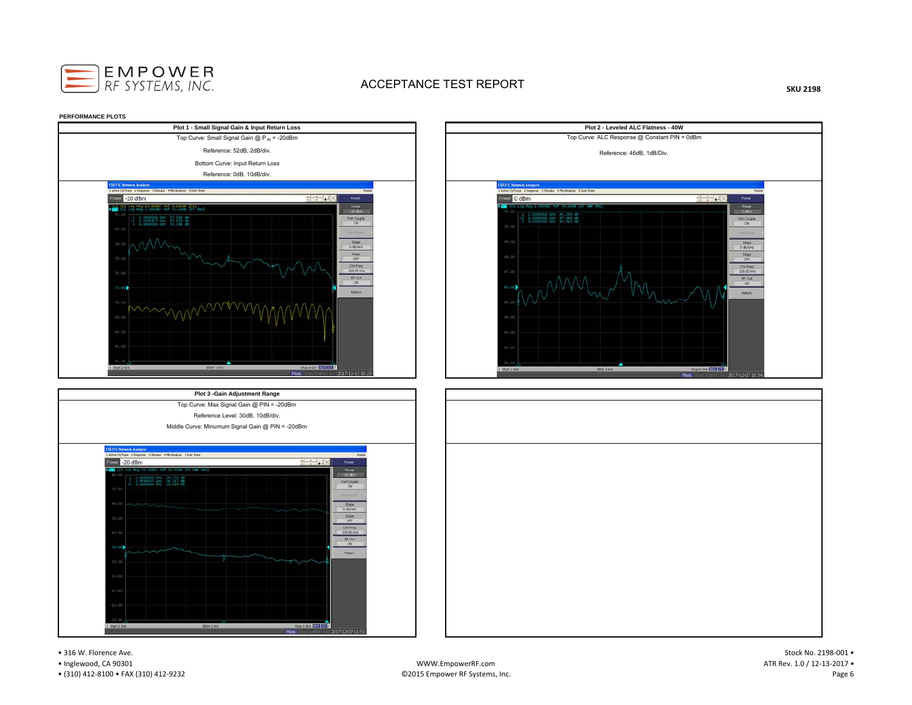# ACCEPTANCE TEST REPORT

**SKU 2198**

**PERFORMANCE PLOTS**

**Plot 1 - Small Signal Gain & Input Return Loss**

Top Curve: Small Signal Gain @ $P_{IN}$ = -20dBm

Reference: 52dB, 2dB/div.

Bottom Curve: Input Return Loss

Reference: 0dB, 10dB/div.

**Plot 2 - Leveled ALC Flatness - 40W**

Top Curve: ALC Response @ Constant PIN = 0dBm

Reference: 46dB, 1dB/Div.

**Plot 3 -Gain Adjustment Range**

Top Curve: Max Signal Gain @ PIN = -20dBm

Reference Level: 30dB, 10dB/div.

Middle Curve: Minumum Signal Gain @ PIN = -20dBm

• 316 W. Florence Ave.
• Inglewood, CA 90301
• (310) 412-8100 • FAX (310) 412-9232

WWW.EmpowerRF.com
©2015 Empower RF Systems, Inc.

Stock No. 2198-001 •
ATR Rev. 1.0 / 12-13-2017 •